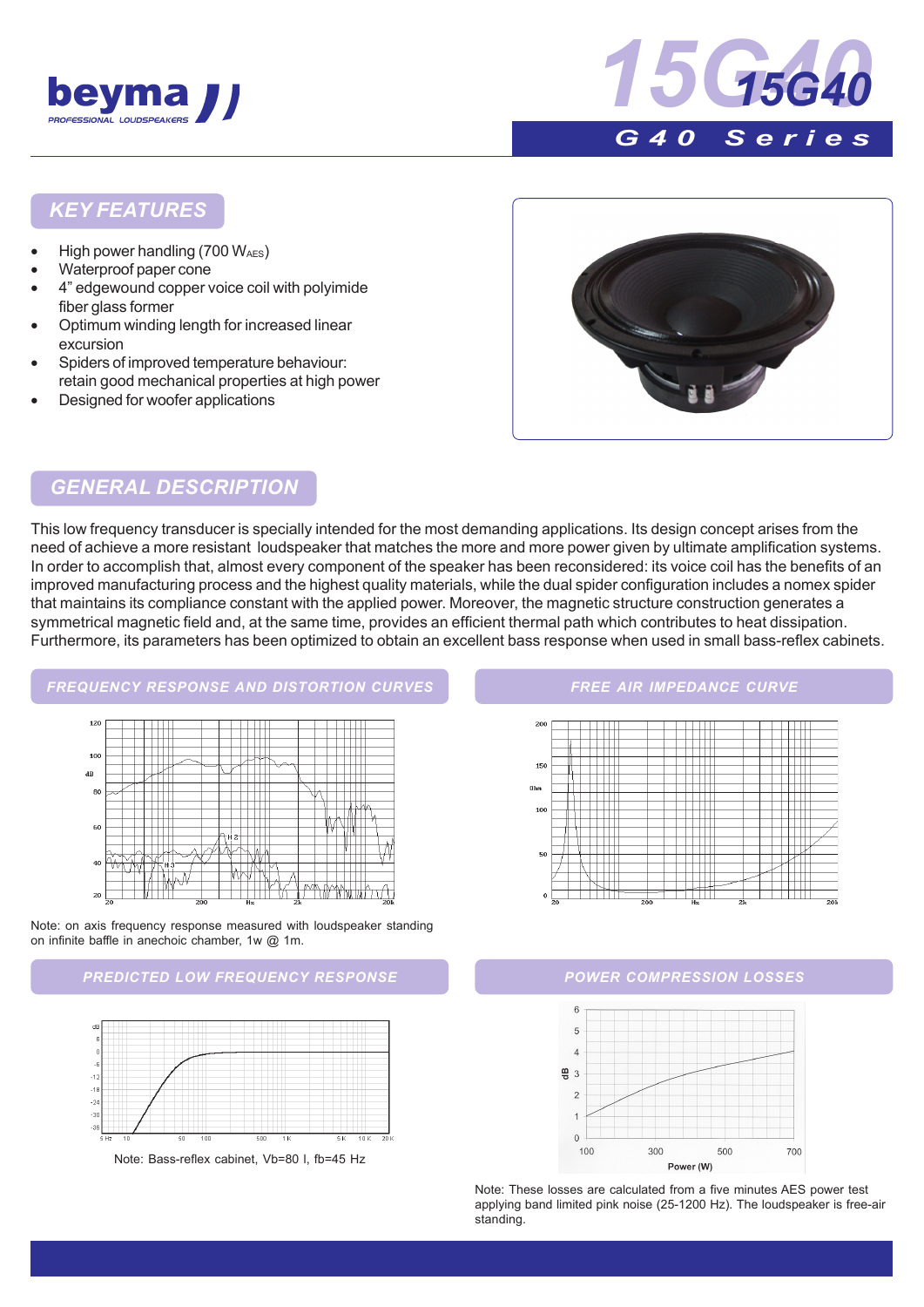# 15G40

## G40 Series

## KEY FEATURES

- High power handling (700 $W_{AES}$)
- Waterproof paper cone
- 4" edgewound copper voice coil with polyimide fiber glass former
- Optimum winding length for increased linear excursion
- Spiders of improved temperature behaviour: retain good mechanical properties at high power
- Designed for woofer applications

## GENERAL DESCRIPTION

This low frequency transducer is specially intended for the most demanding applications. Its design concept arises from the need of achieve a more resistant loudspeaker that matches the more and more power given by ultimate amplification systems. In order to accomplish that, almost every component of the speaker has been reconsidered: its voice coil has the benefits of an improved manufacturing process and the highest quality materials, while the dual spider configuration includes a nomex spider that maintains its compliance constant with the applied power. Moreover, the magnetic structure construction generates a symmetrical magnetic field and, at the same time, provides an efficient thermal path which contributes to heat dissipation. Furthermore, its parameters has been optimized to obtain an excellent bass response when used in small bass-reflex cabinets.

## FREQUENCY RESPONSE AND DISTORTION CURVES

Note: on axis frequency response measured with loudspeaker standing on infinite baffle in anechoic chamber, 1w @ 1m.

## FREE AIR IMPEDANCE CURVE

## PREDICTED LOW FREQUENCY RESPONSE

Note: Bass-reflex cabinet, Vb=80 l, fb=45 Hz

## POWER COMPRESSION LOSSES

Note: These losses are calculated from a five minutes AES power test applying band limited pink noise (25-1200 Hz). The loudspeaker is free-air standing.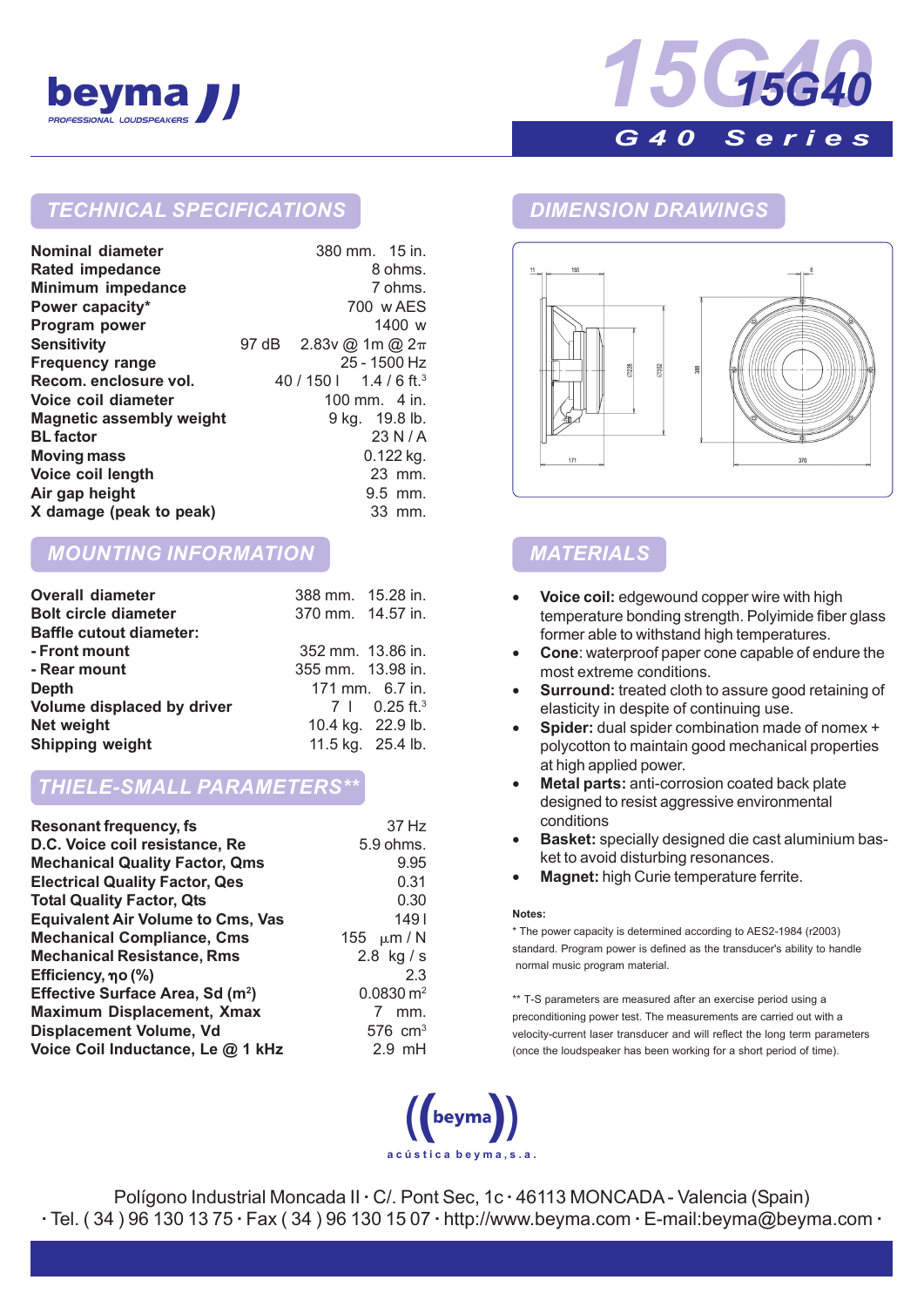# 15G40

## G40 Series

## TECHNICAL SPECIFICATIONS

| | |
|---|---|
| **Nominal diameter** | 380 mm. 15 in. |
| **Rated impedance** | 8 ohms. |
| **Minimum impedance** | 7 ohms. |
| **Power capacity*** | 700 w AES |
| **Program power** | 1400 w |
| **Sensitivity** | 97 dB 2.83v @ 1m @ 2π |
| **Frequency range** | 25 - 1500 Hz |
| **Recom. enclosure vol.** | 40 / 150 l 1.4 / 6 ft.$^3$ |
| **Voice coil diameter** | 100 mm. 4 in. |
| **Magnetic assembly weight** | 9 kg. 19.8 lb. |
| **BL factor** | 23 N / A |
| **Moving mass** | 0.122 kg. |
| **Voice coil length** | 23 mm. |
| **Air gap height** | 9.5 mm. |
| **X damage (peak to peak)** | 33 mm. |

## MOUNTING INFORMATION

| | |
|---|---|
| **Overall diameter** | 388 mm. 15.28 in. |
| **Bolt circle diameter** | 370 mm. 14.57 in. |
| **Baffle cutout diameter:** | |
| **- Front mount** | 352 mm. 13.86 in. |
| **- Rear mount** | 355 mm. 13.98 in. |
| **Depth** | 171 mm. 6.7 in. |
| **Volume displaced by driver** | 7 l 0.25 ft.$^3$ |
| **Net weight** | 10.4 kg. 22.9 lb. |
| **Shipping weight** | 11.5 kg. 25.4 lb. |

## THIELE-SMALL PARAMETERS**

| | |
|---|---|
| **Resonant frequency, fs** | 37 Hz |
| **D.C. Voice coil resistance, Re** | 5.9 ohms. |
| **Mechanical Quality Factor, Qms** | 9.95 |
| **Electrical Quality Factor, Qes** | 0.31 |
| **Total Quality Factor, Qts** | 0.30 |
| **Equivalent Air Volume to Cms, Vas** | 149 l |
| **Mechanical Compliance, Cms** | 155 μm / N |
| **Mechanical Resistance, Rms** | 2.8 kg / s |
| **Efficiency, ηo (%)** | 2.3 |
| **Effective Surface Area, Sd (m$^2$)** | 0.0830 m$^2$ |
| **Maximum Displacement, Xmax** | 7 mm. |
| **Displacement Volume, Vd** | 576 cm$^3$ |
| **Voice Coil Inductance, Le @ 1 kHz** | 2.9 mH |

## DIMENSION DRAWINGS

11
155
8
Ø228
Ø352
388
171
370

## MATERIALS

- **Voice coil:** edgewound copper wire with high temperature bonding strength. Polyimide fiber glass former able to withstand high temperatures.
- **Cone**: waterproof paper cone capable of endure the most extreme conditions.
- **Surround:** treated cloth to assure good retaining of elasticity in despite of continuing use.
- **Spider:** dual spider combination made of nomex + polycotton to maintain good mechanical properties at high applied power.
- **Metal parts:** anti-corrosion coated back plate designed to resist aggressive environmental conditions
- **Basket:** specially designed die cast aluminium basket to avoid disturbing resonances.
- **Magnet:** high Curie temperature ferrite.

**Notes:**

* The power capacity is determined according to AES2-1984 (r2003) standard. Program power is defined as the transducer's ability to handle normal music program material.

** T-S parameters are measured after an exercise period using a preconditioning power test. The measurements are carried out with a velocity-current laser transducer and will reflect the long term parameters (once the loudspeaker has been working for a short period of time).

acústica beyma, s.a.

Polígono Industrial Moncada II · C/. Pont Sec, 1c · 46113 MONCADA - Valencia (Spain)
· Tel. ( 34 ) 96 130 13 75 · Fax ( 34 ) 96 130 15 07 · http://www.beyma.com · E-mail:beyma@beyma.com ·